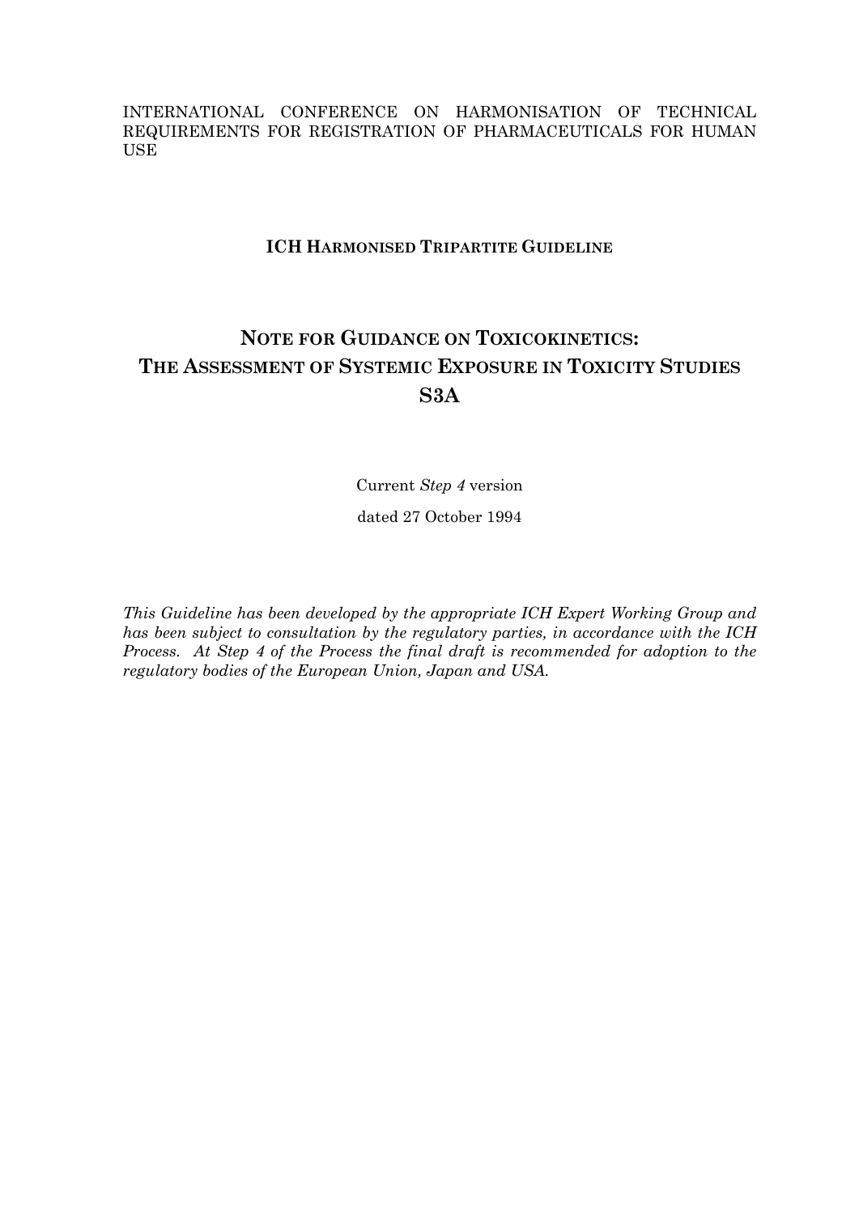INTERNATIONAL CONFERENCE ON HARMONISATION OF TECHNICAL REQUIREMENTS FOR REGISTRATION OF PHARMACEUTICALS FOR HUMAN USE

**ICH HARMONISED TRIPARTITE GUIDELINE**

# NOTE FOR GUIDANCE ON TOXICOKINETICS: THE ASSESSMENT OF SYSTEMIC EXPOSURE IN TOXICITY STUDIES S3A

Current *Step 4* version

dated 27 October 1994

*This Guideline has been developed by the appropriate ICH Expert Working Group and has been subject to consultation by the regulatory parties, in accordance with the ICH Process. At Step 4 of the Process the final draft is recommended for adoption to the regulatory bodies of the European Union, Japan and USA.*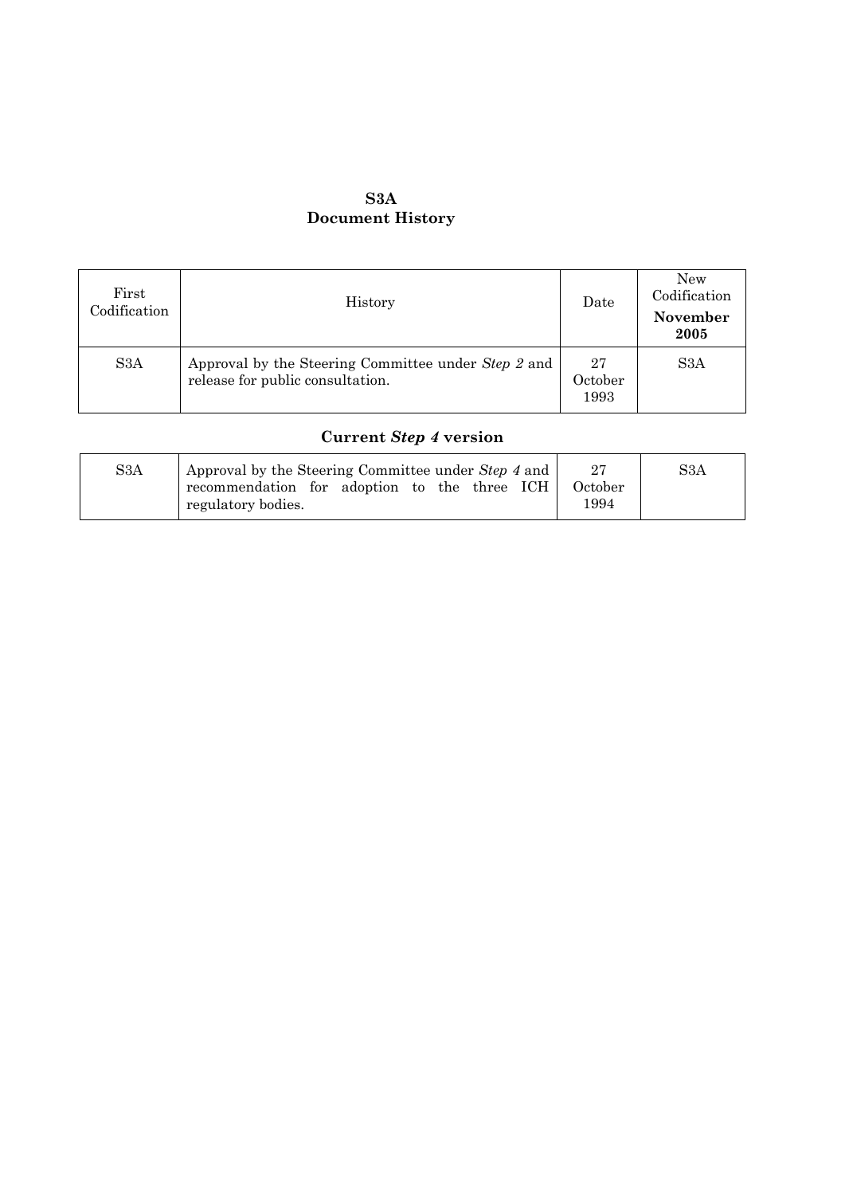**S3A**
**Document History**

| First Codification | History | Date | New Codification **November 2005** |
|---|---|---|---|
| S3A | Approval by the Steering Committee under *Step 2* and release for public consultation. | 27 October 1993 | S3A |

**Current *Step 4* version**

| | | | |
|---|---|---|---|
| S3A | Approval by the Steering Committee under *Step 4* and recommendation for adoption to the three ICH regulatory bodies. | 27 October 1994 | S3A |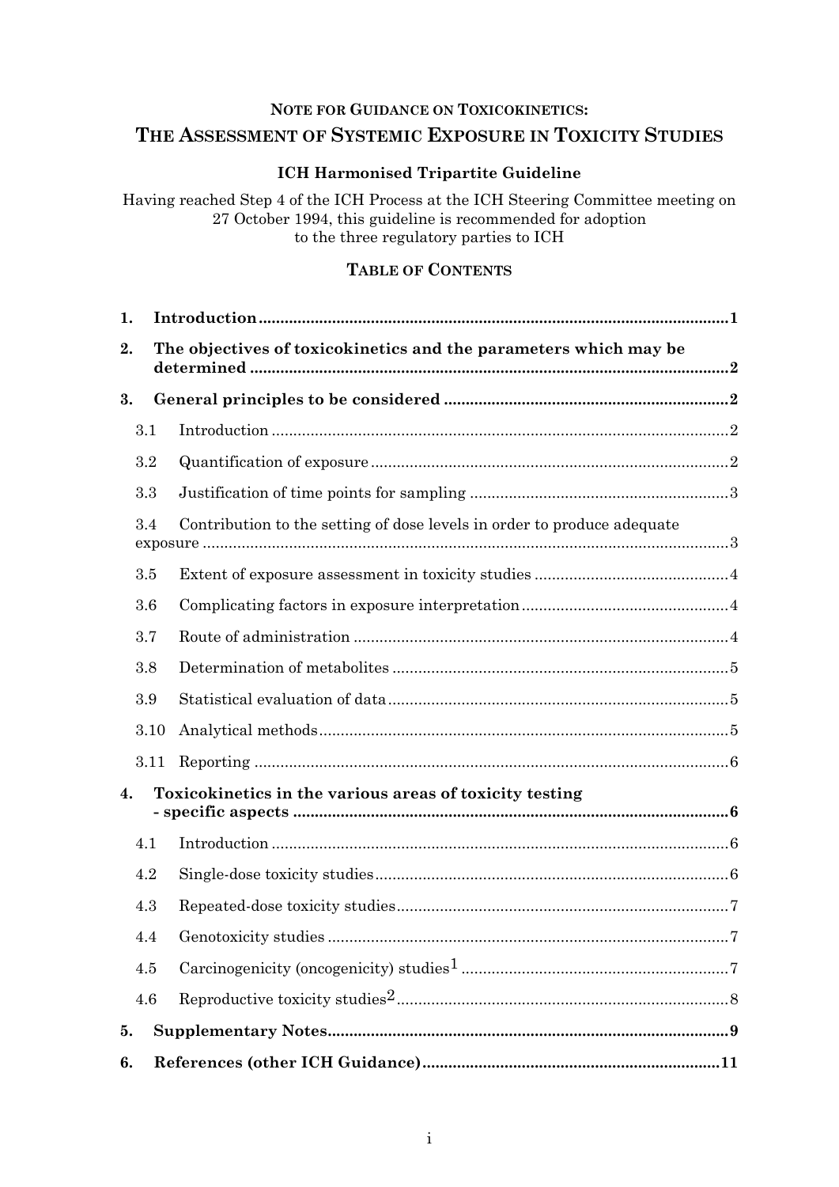**NOTE FOR GUIDANCE ON TOXICOKINETICS:**

# THE ASSESSMENT OF SYSTEMIC EXPOSURE IN TOXICITY STUDIES

**ICH Harmonised Tripartite Guideline**

Having reached Step 4 of the ICH Process at the ICH Steering Committee meeting on 27 October 1994, this guideline is recommended for adoption to the three regulatory parties to ICH

## TABLE OF CONTENTS

**1. Introduction** ........ **1**

**2. The objectives of toxicokinetics and the parameters which may be determined** ........ **2**

**3. General principles to be considered** ........ **2**

- 3.1 Introduction ........ 2
- 3.2 Quantification of exposure ........ 2
- 3.3 Justification of time points for sampling ........ 3
- 3.4 Contribution to the setting of dose levels in order to produce adequate exposure ........ 3
- 3.5 Extent of exposure assessment in toxicity studies ........ 4
- 3.6 Complicating factors in exposure interpretation ........ 4
- 3.7 Route of administration ........ 4
- 3.8 Determination of metabolites ........ 5
- 3.9 Statistical evaluation of data ........ 5
- 3.10 Analytical methods ........ 5
- 3.11 Reporting ........ 6

**4. Toxicokinetics in the various areas of toxicity testing - specific aspects** ........ **6**

- 4.1 Introduction ........ 6
- 4.2 Single-dose toxicity studies ........ 6
- 4.3 Repeated-dose toxicity studies ........ 7
- 4.4 Genotoxicity studies ........ 7
- 4.5 Carcinogenicity (oncogenicity) studies[1] ........ 7
- 4.6 Reproductive toxicity studies[2] ........ 8

**5. Supplementary Notes** ........ **9**

**6. References (other ICH Guidance)** ........ **11**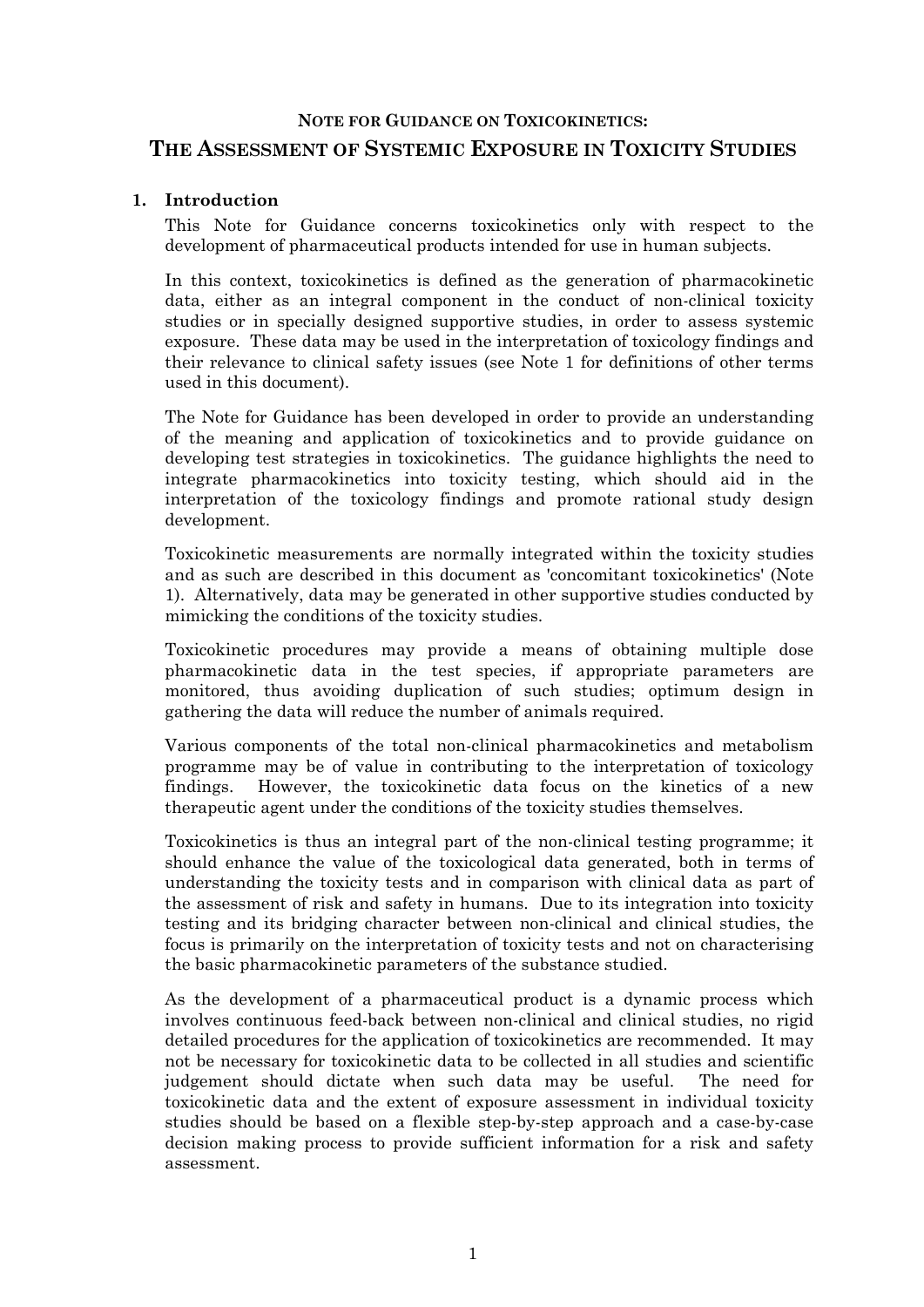**NOTE FOR GUIDANCE ON TOXICOKINETICS:**

# THE ASSESSMENT OF SYSTEMIC EXPOSURE IN TOXICITY STUDIES

## 1. Introduction

This Note for Guidance concerns toxicokinetics only with respect to the development of pharmaceutical products intended for use in human subjects.

In this context, toxicokinetics is defined as the generation of pharmacokinetic data, either as an integral component in the conduct of non-clinical toxicity studies or in specially designed supportive studies, in order to assess systemic exposure. These data may be used in the interpretation of toxicology findings and their relevance to clinical safety issues (see Note 1 for definitions of other terms used in this document).

The Note for Guidance has been developed in order to provide an understanding of the meaning and application of toxicokinetics and to provide guidance on developing test strategies in toxicokinetics. The guidance highlights the need to integrate pharmacokinetics into toxicity testing, which should aid in the interpretation of the toxicology findings and promote rational study design development.

Toxicokinetic measurements are normally integrated within the toxicity studies and as such are described in this document as 'concomitant toxicokinetics' (Note 1). Alternatively, data may be generated in other supportive studies conducted by mimicking the conditions of the toxicity studies.

Toxicokinetic procedures may provide a means of obtaining multiple dose pharmacokinetic data in the test species, if appropriate parameters are monitored, thus avoiding duplication of such studies; optimum design in gathering the data will reduce the number of animals required.

Various components of the total non-clinical pharmacokinetics and metabolism programme may be of value in contributing to the interpretation of toxicology findings. However, the toxicokinetic data focus on the kinetics of a new therapeutic agent under the conditions of the toxicity studies themselves.

Toxicokinetics is thus an integral part of the non-clinical testing programme; it should enhance the value of the toxicological data generated, both in terms of understanding the toxicity tests and in comparison with clinical data as part of the assessment of risk and safety in humans. Due to its integration into toxicity testing and its bridging character between non-clinical and clinical studies, the focus is primarily on the interpretation of toxicity tests and not on characterising the basic pharmacokinetic parameters of the substance studied.

As the development of a pharmaceutical product is a dynamic process which involves continuous feed-back between non-clinical and clinical studies, no rigid detailed procedures for the application of toxicokinetics are recommended. It may not be necessary for toxicokinetic data to be collected in all studies and scientific judgement should dictate when such data may be useful. The need for toxicokinetic data and the extent of exposure assessment in individual toxicity studies should be based on a flexible step-by-step approach and a case-by-case decision making process to provide sufficient information for a risk and safety assessment.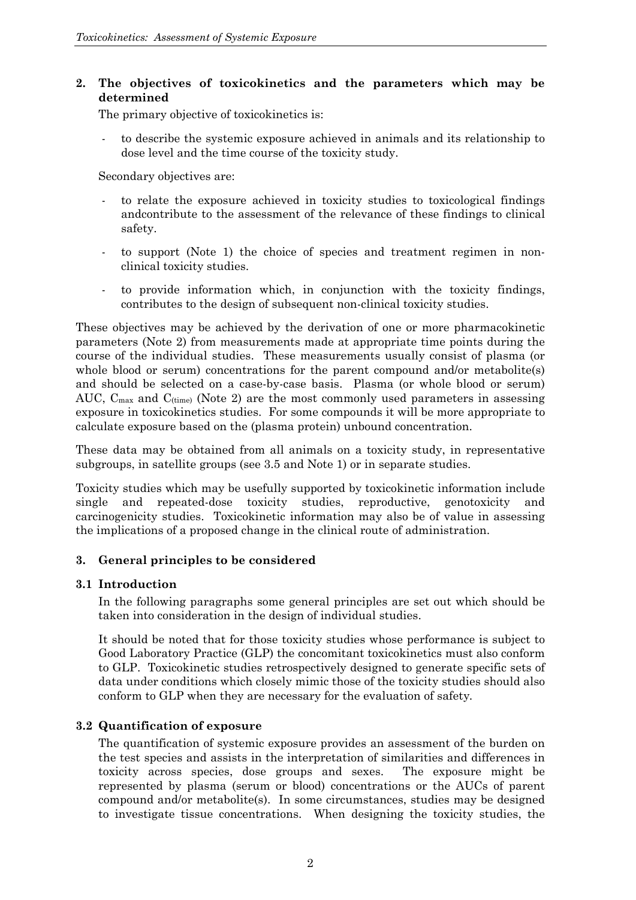## 2. The objectives of toxicokinetics and the parameters which may be determined

The primary objective of toxicokinetics is:

- to describe the systemic exposure achieved in animals and its relationship to dose level and the time course of the toxicity study.

Secondary objectives are:

- to relate the exposure achieved in toxicity studies to toxicological findings andcontribute to the assessment of the relevance of these findings to clinical safety.
- to support (Note 1) the choice of species and treatment regimen in non-clinical toxicity studies.
- to provide information which, in conjunction with the toxicity findings, contributes to the design of subsequent non-clinical toxicity studies.

These objectives may be achieved by the derivation of one or more pharmacokinetic parameters (Note 2) from measurements made at appropriate time points during the course of the individual studies. These measurements usually consist of plasma (or whole blood or serum) concentrations for the parent compound and/or metabolite(s) and should be selected on a case-by-case basis. Plasma (or whole blood or serum) AUC, $C_{max}$ and $C_{(time)}$ (Note 2) are the most commonly used parameters in assessing exposure in toxicokinetics studies. For some compounds it will be more appropriate to calculate exposure based on the (plasma protein) unbound concentration.

These data may be obtained from all animals on a toxicity study, in representative subgroups, in satellite groups (see 3.5 and Note 1) or in separate studies.

Toxicity studies which may be usefully supported by toxicokinetic information include single and repeated-dose toxicity studies, reproductive, genotoxicity and carcinogenicity studies. Toxicokinetic information may also be of value in assessing the implications of a proposed change in the clinical route of administration.

## 3. General principles to be considered

### 3.1 Introduction

In the following paragraphs some general principles are set out which should be taken into consideration in the design of individual studies.

It should be noted that for those toxicity studies whose performance is subject to Good Laboratory Practice (GLP) the concomitant toxicokinetics must also conform to GLP. Toxicokinetic studies retrospectively designed to generate specific sets of data under conditions which closely mimic those of the toxicity studies should also conform to GLP when they are necessary for the evaluation of safety.

### 3.2 Quantification of exposure

The quantification of systemic exposure provides an assessment of the burden on the test species and assists in the interpretation of similarities and differences in toxicity across species, dose groups and sexes. The exposure might be represented by plasma (serum or blood) concentrations or the AUCs of parent compound and/or metabolite(s). In some circumstances, studies may be designed to investigate tissue concentrations. When designing the toxicity studies, the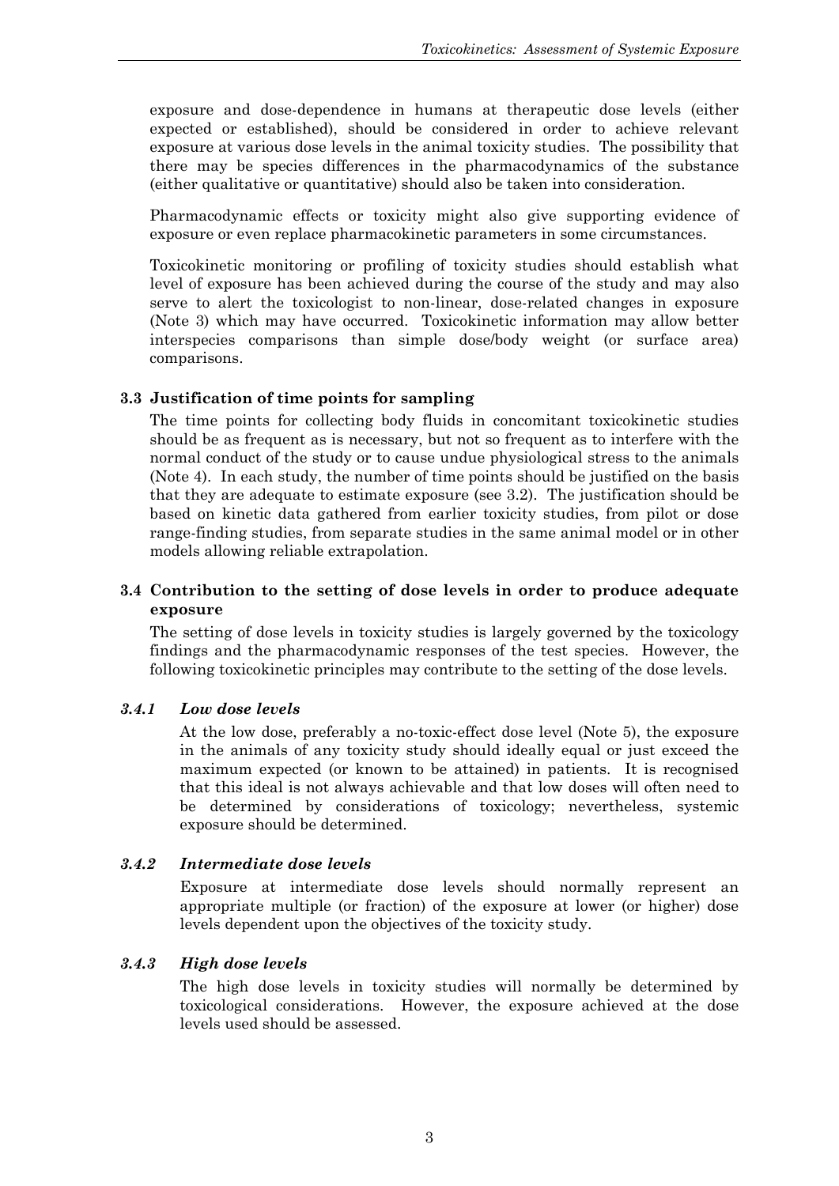exposure and dose-dependence in humans at therapeutic dose levels (either expected or established), should be considered in order to achieve relevant exposure at various dose levels in the animal toxicity studies. The possibility that there may be species differences in the pharmacodynamics of the substance (either qualitative or quantitative) should also be taken into consideration.

Pharmacodynamic effects or toxicity might also give supporting evidence of exposure or even replace pharmacokinetic parameters in some circumstances.

Toxicokinetic monitoring or profiling of toxicity studies should establish what level of exposure has been achieved during the course of the study and may also serve to alert the toxicologist to non-linear, dose-related changes in exposure (Note 3) which may have occurred. Toxicokinetic information may allow better interspecies comparisons than simple dose/body weight (or surface area) comparisons.

## 3.3 Justification of time points for sampling

The time points for collecting body fluids in concomitant toxicokinetic studies should be as frequent as is necessary, but not so frequent as to interfere with the normal conduct of the study or to cause undue physiological stress to the animals (Note 4). In each study, the number of time points should be justified on the basis that they are adequate to estimate exposure (see 3.2). The justification should be based on kinetic data gathered from earlier toxicity studies, from pilot or dose range-finding studies, from separate studies in the same animal model or in other models allowing reliable extrapolation.

## 3.4 Contribution to the setting of dose levels in order to produce adequate exposure

The setting of dose levels in toxicity studies is largely governed by the toxicology findings and the pharmacodynamic responses of the test species. However, the following toxicokinetic principles may contribute to the setting of the dose levels.

### *3.4.1 Low dose levels*

At the low dose, preferably a no-toxic-effect dose level (Note 5), the exposure in the animals of any toxicity study should ideally equal or just exceed the maximum expected (or known to be attained) in patients. It is recognised that this ideal is not always achievable and that low doses will often need to be determined by considerations of toxicology; nevertheless, systemic exposure should be determined.

### *3.4.2 Intermediate dose levels*

Exposure at intermediate dose levels should normally represent an appropriate multiple (or fraction) of the exposure at lower (or higher) dose levels dependent upon the objectives of the toxicity study.

### *3.4.3 High dose levels*

The high dose levels in toxicity studies will normally be determined by toxicological considerations. However, the exposure achieved at the dose levels used should be assessed.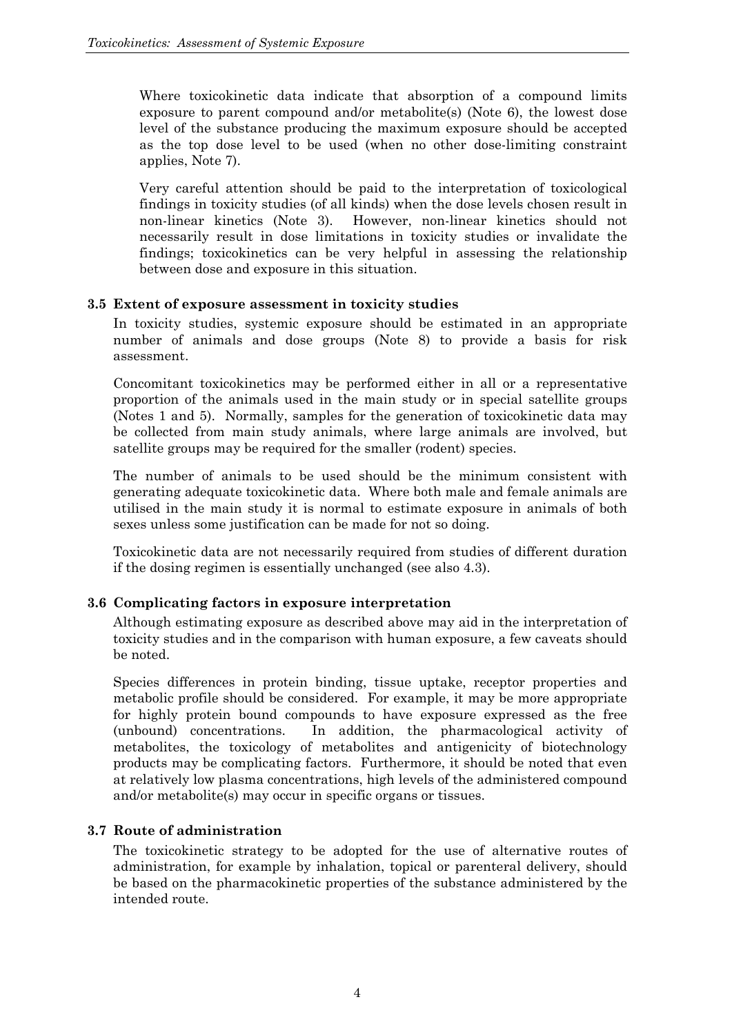Where toxicokinetic data indicate that absorption of a compound limits exposure to parent compound and/or metabolite(s) (Note 6), the lowest dose level of the substance producing the maximum exposure should be accepted as the top dose level to be used (when no other dose-limiting constraint applies, Note 7).

Very careful attention should be paid to the interpretation of toxicological findings in toxicity studies (of all kinds) when the dose levels chosen result in non-linear kinetics (Note 3). However, non-linear kinetics should not necessarily result in dose limitations in toxicity studies or invalidate the findings; toxicokinetics can be very helpful in assessing the relationship between dose and exposure in this situation.

### 3.5 Extent of exposure assessment in toxicity studies

In toxicity studies, systemic exposure should be estimated in an appropriate number of animals and dose groups (Note 8) to provide a basis for risk assessment.

Concomitant toxicokinetics may be performed either in all or a representative proportion of the animals used in the main study or in special satellite groups (Notes 1 and 5). Normally, samples for the generation of toxicokinetic data may be collected from main study animals, where large animals are involved, but satellite groups may be required for the smaller (rodent) species.

The number of animals to be used should be the minimum consistent with generating adequate toxicokinetic data. Where both male and female animals are utilised in the main study it is normal to estimate exposure in animals of both sexes unless some justification can be made for not so doing.

Toxicokinetic data are not necessarily required from studies of different duration if the dosing regimen is essentially unchanged (see also 4.3).

### 3.6 Complicating factors in exposure interpretation

Although estimating exposure as described above may aid in the interpretation of toxicity studies and in the comparison with human exposure, a few caveats should be noted.

Species differences in protein binding, tissue uptake, receptor properties and metabolic profile should be considered. For example, it may be more appropriate for highly protein bound compounds to have exposure expressed as the free (unbound) concentrations. In addition, the pharmacological activity of metabolites, the toxicology of metabolites and antigenicity of biotechnology products may be complicating factors. Furthermore, it should be noted that even at relatively low plasma concentrations, high levels of the administered compound and/or metabolite(s) may occur in specific organs or tissues.

### 3.7 Route of administration

The toxicokinetic strategy to be adopted for the use of alternative routes of administration, for example by inhalation, topical or parenteral delivery, should be based on the pharmacokinetic properties of the substance administered by the intended route.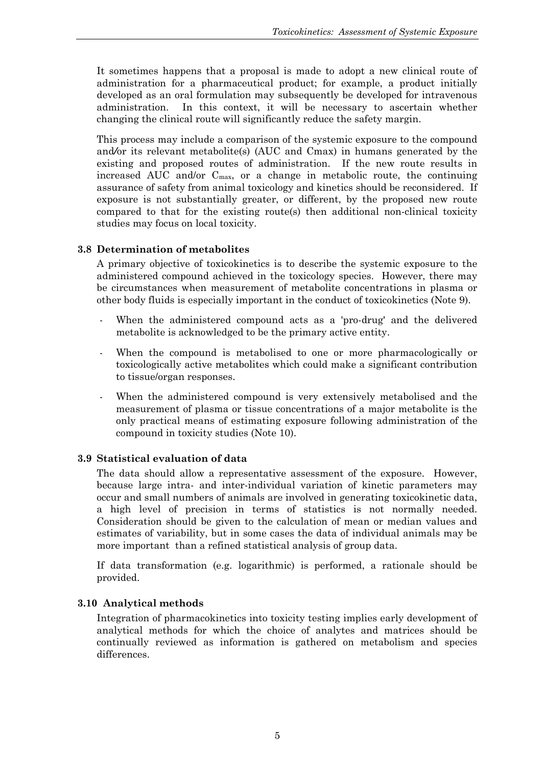It sometimes happens that a proposal is made to adopt a new clinical route of administration for a pharmaceutical product; for example, a product initially developed as an oral formulation may subsequently be developed for intravenous administration. In this context, it will be necessary to ascertain whether changing the clinical route will significantly reduce the safety margin.

This process may include a comparison of the systemic exposure to the compound and/or its relevant metabolite(s) (AUC and Cmax) in humans generated by the existing and proposed routes of administration. If the new route results in increased AUC and/or $C_{max}$, or a change in metabolic route, the continuing assurance of safety from animal toxicology and kinetics should be reconsidered. If exposure is not substantially greater, or different, by the proposed new route compared to that for the existing route(s) then additional non-clinical toxicity studies may focus on local toxicity.

### 3.8 Determination of metabolites

A primary objective of toxicokinetics is to describe the systemic exposure to the administered compound achieved in the toxicology species. However, there may be circumstances when measurement of metabolite concentrations in plasma or other body fluids is especially important in the conduct of toxicokinetics (Note 9).

- When the administered compound acts as a 'pro-drug' and the delivered metabolite is acknowledged to be the primary active entity.
- When the compound is metabolised to one or more pharmacologically or toxicologically active metabolites which could make a significant contribution to tissue/organ responses.
- When the administered compound is very extensively metabolised and the measurement of plasma or tissue concentrations of a major metabolite is the only practical means of estimating exposure following administration of the compound in toxicity studies (Note 10).

### 3.9 Statistical evaluation of data

The data should allow a representative assessment of the exposure. However, because large intra- and inter-individual variation of kinetic parameters may occur and small numbers of animals are involved in generating toxicokinetic data, a high level of precision in terms of statistics is not normally needed. Consideration should be given to the calculation of mean or median values and estimates of variability, but in some cases the data of individual animals may be more important than a refined statistical analysis of group data.

If data transformation (e.g. logarithmic) is performed, a rationale should be provided.

### 3.10 Analytical methods

Integration of pharmacokinetics into toxicity testing implies early development of analytical methods for which the choice of analytes and matrices should be continually reviewed as information is gathered on metabolism and species differences.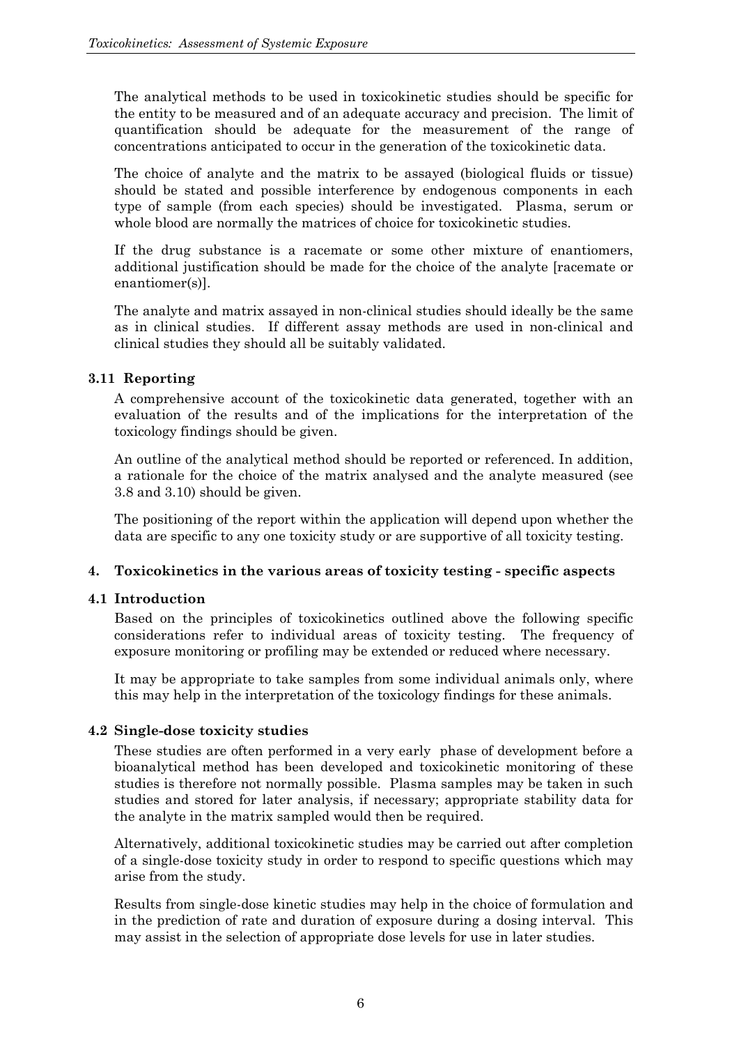The analytical methods to be used in toxicokinetic studies should be specific for the entity to be measured and of an adequate accuracy and precision. The limit of quantification should be adequate for the measurement of the range of concentrations anticipated to occur in the generation of the toxicokinetic data.

The choice of analyte and the matrix to be assayed (biological fluids or tissue) should be stated and possible interference by endogenous components in each type of sample (from each species) should be investigated. Plasma, serum or whole blood are normally the matrices of choice for toxicokinetic studies.

If the drug substance is a racemate or some other mixture of enantiomers, additional justification should be made for the choice of the analyte [racemate or enantiomer(s)].

The analyte and matrix assayed in non-clinical studies should ideally be the same as in clinical studies. If different assay methods are used in non-clinical and clinical studies they should all be suitably validated.

### 3.11 Reporting

A comprehensive account of the toxicokinetic data generated, together with an evaluation of the results and of the implications for the interpretation of the toxicology findings should be given.

An outline of the analytical method should be reported or referenced. In addition, a rationale for the choice of the matrix analysed and the analyte measured (see 3.8 and 3.10) should be given.

The positioning of the report within the application will depend upon whether the data are specific to any one toxicity study or are supportive of all toxicity testing.

## 4. Toxicokinetics in the various areas of toxicity testing - specific aspects

### 4.1 Introduction

Based on the principles of toxicokinetics outlined above the following specific considerations refer to individual areas of toxicity testing. The frequency of exposure monitoring or profiling may be extended or reduced where necessary.

It may be appropriate to take samples from some individual animals only, where this may help in the interpretation of the toxicology findings for these animals.

### 4.2 Single-dose toxicity studies

These studies are often performed in a very early phase of development before a bioanalytical method has been developed and toxicokinetic monitoring of these studies is therefore not normally possible. Plasma samples may be taken in such studies and stored for later analysis, if necessary; appropriate stability data for the analyte in the matrix sampled would then be required.

Alternatively, additional toxicokinetic studies may be carried out after completion of a single-dose toxicity study in order to respond to specific questions which may arise from the study.

Results from single-dose kinetic studies may help in the choice of formulation and in the prediction of rate and duration of exposure during a dosing interval. This may assist in the selection of appropriate dose levels for use in later studies.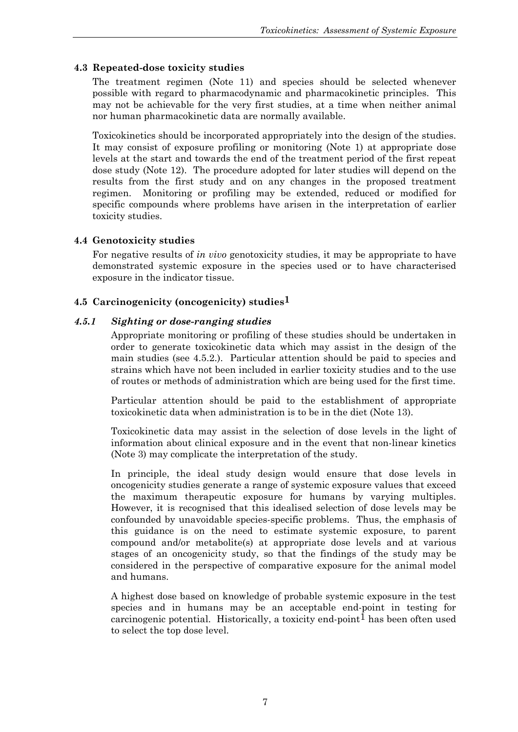### 4.3 Repeated-dose toxicity studies

The treatment regimen (Note 11) and species should be selected whenever possible with regard to pharmacodynamic and pharmacokinetic principles. This may not be achievable for the very first studies, at a time when neither animal nor human pharmacokinetic data are normally available.

Toxicokinetics should be incorporated appropriately into the design of the studies. It may consist of exposure profiling or monitoring (Note 1) at appropriate dose levels at the start and towards the end of the treatment period of the first repeat dose study (Note 12). The procedure adopted for later studies will depend on the results from the first study and on any changes in the proposed treatment regimen. Monitoring or profiling may be extended, reduced or modified for specific compounds where problems have arisen in the interpretation of earlier toxicity studies.

### 4.4 Genotoxicity studies

For negative results of *in vivo* genotoxicity studies, it may be appropriate to have demonstrated systemic exposure in the species used or to have characterised exposure in the indicator tissue.

### 4.5 Carcinogenicity (oncogenicity) studies[1]

#### *4.5.1 Sighting or dose-ranging studies*

Appropriate monitoring or profiling of these studies should be undertaken in order to generate toxicokinetic data which may assist in the design of the main studies (see 4.5.2.). Particular attention should be paid to species and strains which have not been included in earlier toxicity studies and to the use of routes or methods of administration which are being used for the first time.

Particular attention should be paid to the establishment of appropriate toxicokinetic data when administration is to be in the diet (Note 13).

Toxicokinetic data may assist in the selection of dose levels in the light of information about clinical exposure and in the event that non-linear kinetics (Note 3) may complicate the interpretation of the study.

In principle, the ideal study design would ensure that dose levels in oncogenicity studies generate a range of systemic exposure values that exceed the maximum therapeutic exposure for humans by varying multiples. However, it is recognised that this idealised selection of dose levels may be confounded by unavoidable species-specific problems. Thus, the emphasis of this guidance is on the need to estimate systemic exposure, to parent compound and/or metabolite(s) at appropriate dose levels and at various stages of an oncogenicity study, so that the findings of the study may be considered in the perspective of comparative exposure for the animal model and humans.

A highest dose based on knowledge of probable systemic exposure in the test species and in humans may be an acceptable end-point in testing for carcinogenic potential. Historically, a toxicity end-point[1] has been often used to select the top dose level.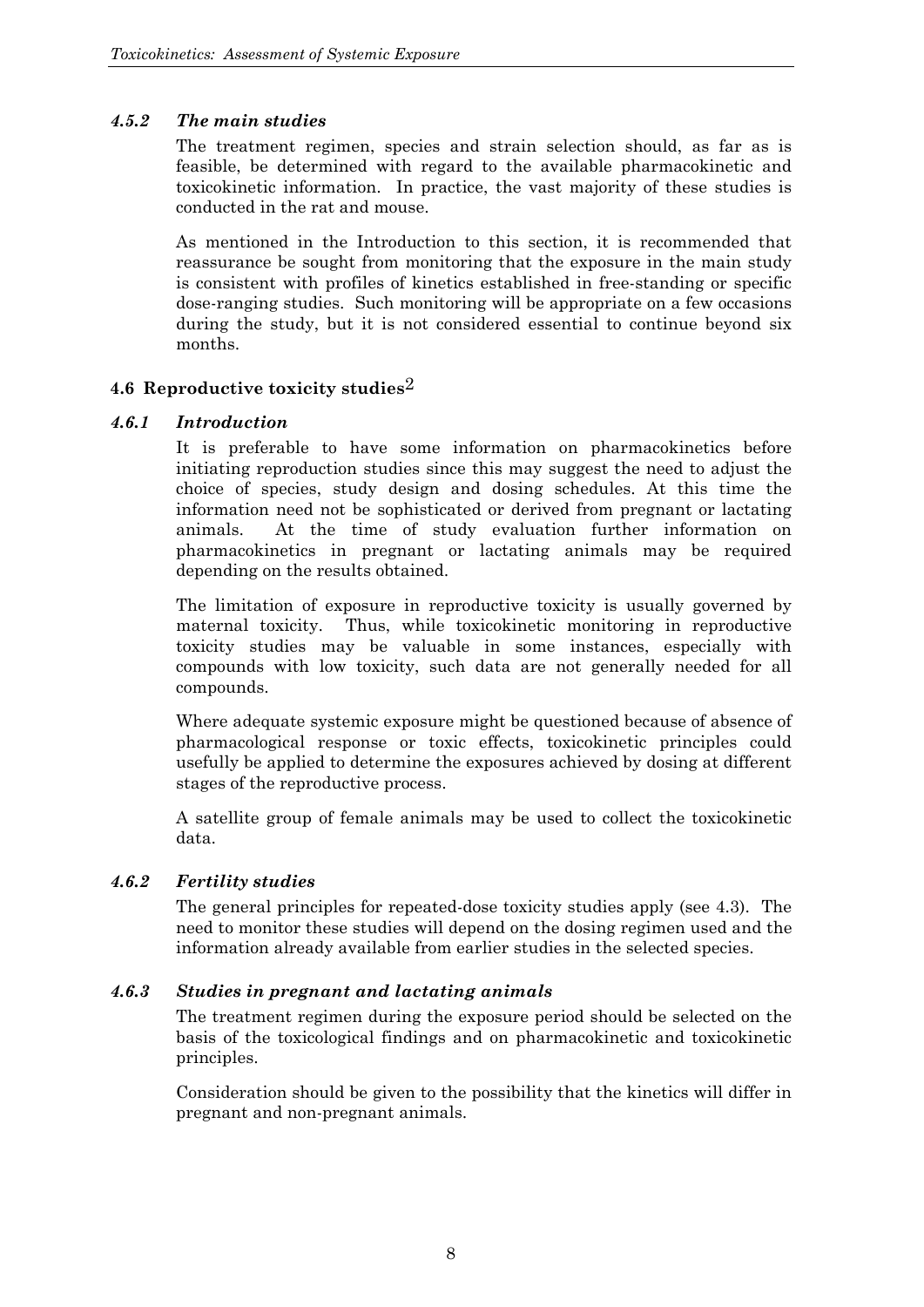#### *4.5.2 The main studies*

The treatment regimen, species and strain selection should, as far as is feasible, be determined with regard to the available pharmacokinetic and toxicokinetic information. In practice, the vast majority of these studies is conducted in the rat and mouse.

As mentioned in the Introduction to this section, it is recommended that reassurance be sought from monitoring that the exposure in the main study is consistent with profiles of kinetics established in free-standing or specific dose-ranging studies. Such monitoring will be appropriate on a few occasions during the study, but it is not considered essential to continue beyond six months.

### 4.6 Reproductive toxicity studies[2]

#### *4.6.1 Introduction*

It is preferable to have some information on pharmacokinetics before initiating reproduction studies since this may suggest the need to adjust the choice of species, study design and dosing schedules. At this time the information need not be sophisticated or derived from pregnant or lactating animals. At the time of study evaluation further information on pharmacokinetics in pregnant or lactating animals may be required depending on the results obtained.

The limitation of exposure in reproductive toxicity is usually governed by maternal toxicity. Thus, while toxicokinetic monitoring in reproductive toxicity studies may be valuable in some instances, especially with compounds with low toxicity, such data are not generally needed for all compounds.

Where adequate systemic exposure might be questioned because of absence of pharmacological response or toxic effects, toxicokinetic principles could usefully be applied to determine the exposures achieved by dosing at different stages of the reproductive process.

A satellite group of female animals may be used to collect the toxicokinetic data.

#### *4.6.2 Fertility studies*

The general principles for repeated-dose toxicity studies apply (see 4.3). The need to monitor these studies will depend on the dosing regimen used and the information already available from earlier studies in the selected species.

#### *4.6.3 Studies in pregnant and lactating animals*

The treatment regimen during the exposure period should be selected on the basis of the toxicological findings and on pharmacokinetic and toxicokinetic principles.

Consideration should be given to the possibility that the kinetics will differ in pregnant and non-pregnant animals.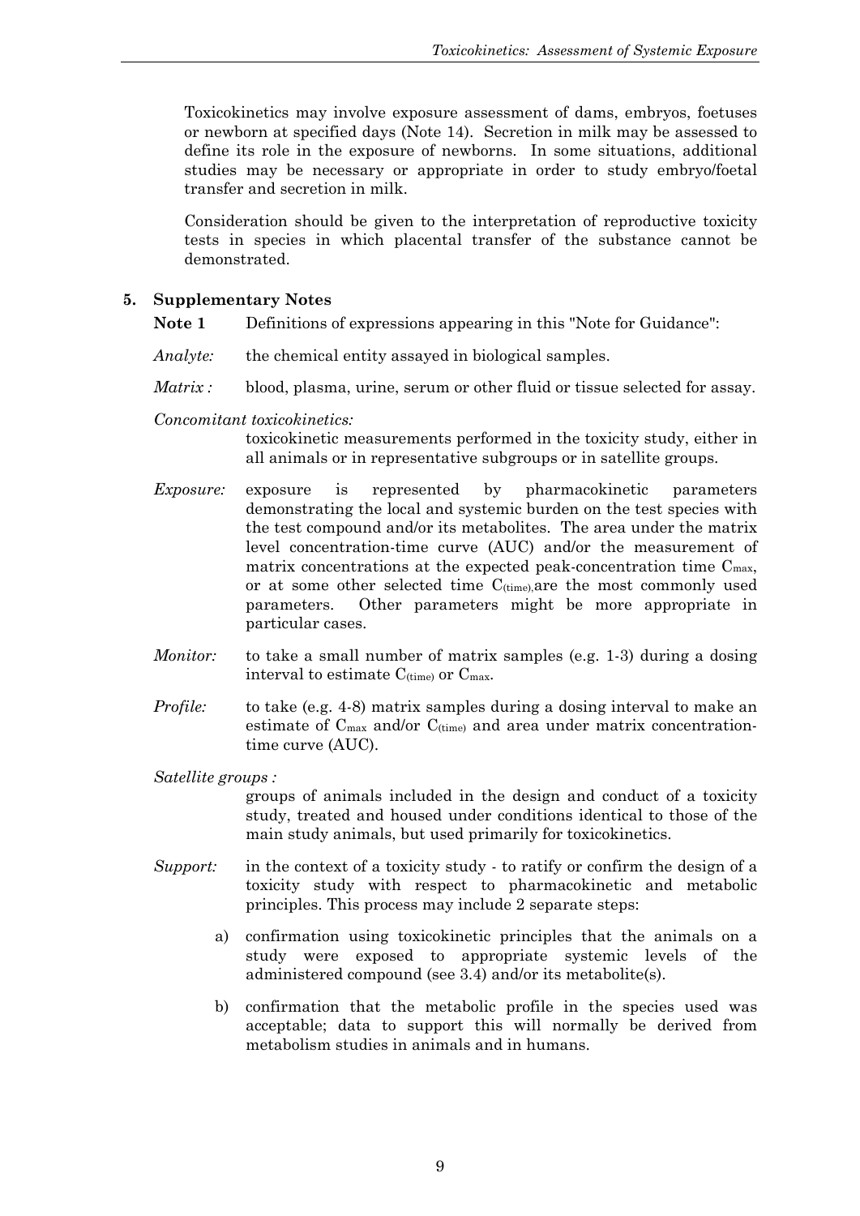Toxicokinetics may involve exposure assessment of dams, embryos, foetuses or newborn at specified days (Note 14). Secretion in milk may be assessed to define its role in the exposure of newborns. In some situations, additional studies may be necessary or appropriate in order to study embryo/foetal transfer and secretion in milk.

Consideration should be given to the interpretation of reproductive toxicity tests in species in which placental transfer of the substance cannot be demonstrated.

## 5. Supplementary Notes

**Note 1** Definitions of expressions appearing in this "Note for Guidance":

*Analyte:* the chemical entity assayed in biological samples.

*Matrix :* blood, plasma, urine, serum or other fluid or tissue selected for assay.

*Concomitant toxicokinetics:*
toxicokinetic measurements performed in the toxicity study, either in all animals or in representative subgroups or in satellite groups.

*Exposure:* exposure is represented by pharmacokinetic parameters demonstrating the local and systemic burden on the test species with the test compound and/or its metabolites. The area under the matrix level concentration-time curve (AUC) and/or the measurement of matrix concentrations at the expected peak-concentration time $C_{max}$, or at some other selected time $C_{(time)}$, are the most commonly used parameters. Other parameters might be more appropriate in particular cases.

*Monitor:* to take a small number of matrix samples (e.g. 1-3) during a dosing interval to estimate $C_{(time)}$ or $C_{max}$.

*Profile:* to take (e.g. 4-8) matrix samples during a dosing interval to make an estimate of $C_{max}$ and/or $C_{(time)}$ and area under matrix concentration-time curve (AUC).

*Satellite groups :*
groups of animals included in the design and conduct of a toxicity study, treated and housed under conditions identical to those of the main study animals, but used primarily for toxicokinetics.

*Support:* in the context of a toxicity study - to ratify or confirm the design of a toxicity study with respect to pharmacokinetic and metabolic principles. This process may include 2 separate steps:

a) confirmation using toxicokinetic principles that the animals on a study were exposed to appropriate systemic levels of the administered compound (see 3.4) and/or its metabolite(s).

b) confirmation that the metabolic profile in the species used was acceptable; data to support this will normally be derived from metabolism studies in animals and in humans.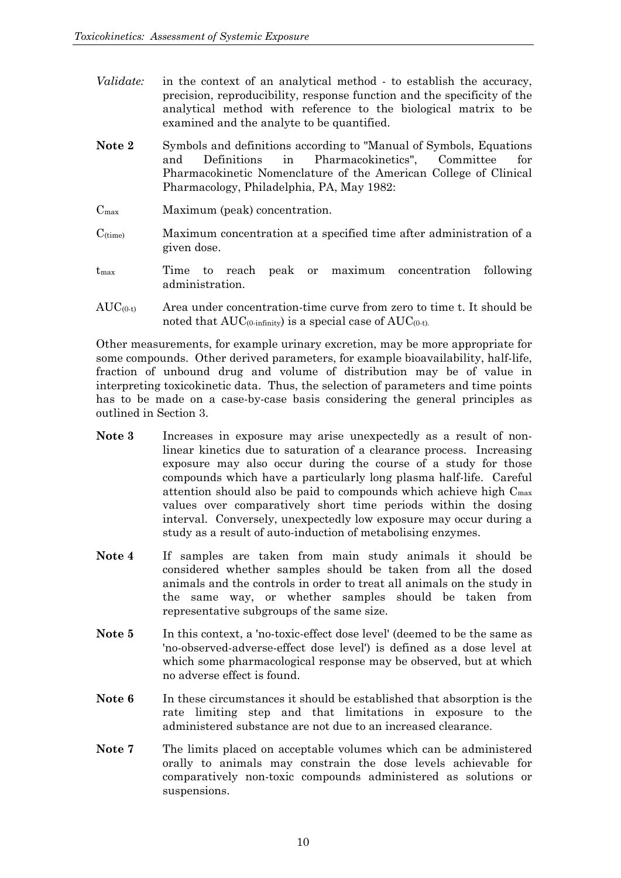*Validate:* in the context of an analytical method - to establish the accuracy, precision, reproducibility, response function and the specificity of the analytical method with reference to the biological matrix to be examined and the analyte to be quantified.

**Note 2** Symbols and definitions according to "Manual of Symbols, Equations and Definitions in Pharmacokinetics", Committee for Pharmacokinetic Nomenclature of the American College of Clinical Pharmacology, Philadelphia, PA, May 1982:

$C_{max}$ Maximum (peak) concentration.

$C_{(time)}$ Maximum concentration at a specified time after administration of a given dose.

$t_{max}$ Time to reach peak or maximum concentration following administration.

$AUC_{(0-t)}$ Area under concentration-time curve from zero to time t. It should be noted that $AUC_{(0-infinity)}$ is a special case of $AUC_{(0-t)}$.

Other measurements, for example urinary excretion, may be more appropriate for some compounds. Other derived parameters, for example bioavailability, half-life, fraction of unbound drug and volume of distribution may be of value in interpreting toxicokinetic data. Thus, the selection of parameters and time points has to be made on a case-by-case basis considering the general principles as outlined in Section 3.

**Note 3** Increases in exposure may arise unexpectedly as a result of non-linear kinetics due to saturation of a clearance process. Increasing exposure may also occur during the course of a study for those compounds which have a particularly long plasma half-life. Careful attention should also be paid to compounds which achieve high $C_{max}$ values over comparatively short time periods within the dosing interval. Conversely, unexpectedly low exposure may occur during a study as a result of auto-induction of metabolising enzymes.

**Note 4** If samples are taken from main study animals it should be considered whether samples should be taken from all the dosed animals and the controls in order to treat all animals on the study in the same way, or whether samples should be taken from representative subgroups of the same size.

**Note 5** In this context, a 'no-toxic-effect dose level' (deemed to be the same as 'no-observed-adverse-effect dose level') is defined as a dose level at which some pharmacological response may be observed, but at which no adverse effect is found.

**Note 6** In these circumstances it should be established that absorption is the rate limiting step and that limitations in exposure to the administered substance are not due to an increased clearance.

**Note 7** The limits placed on acceptable volumes which can be administered orally to animals may constrain the dose levels achievable for comparatively non-toxic compounds administered as solutions or suspensions.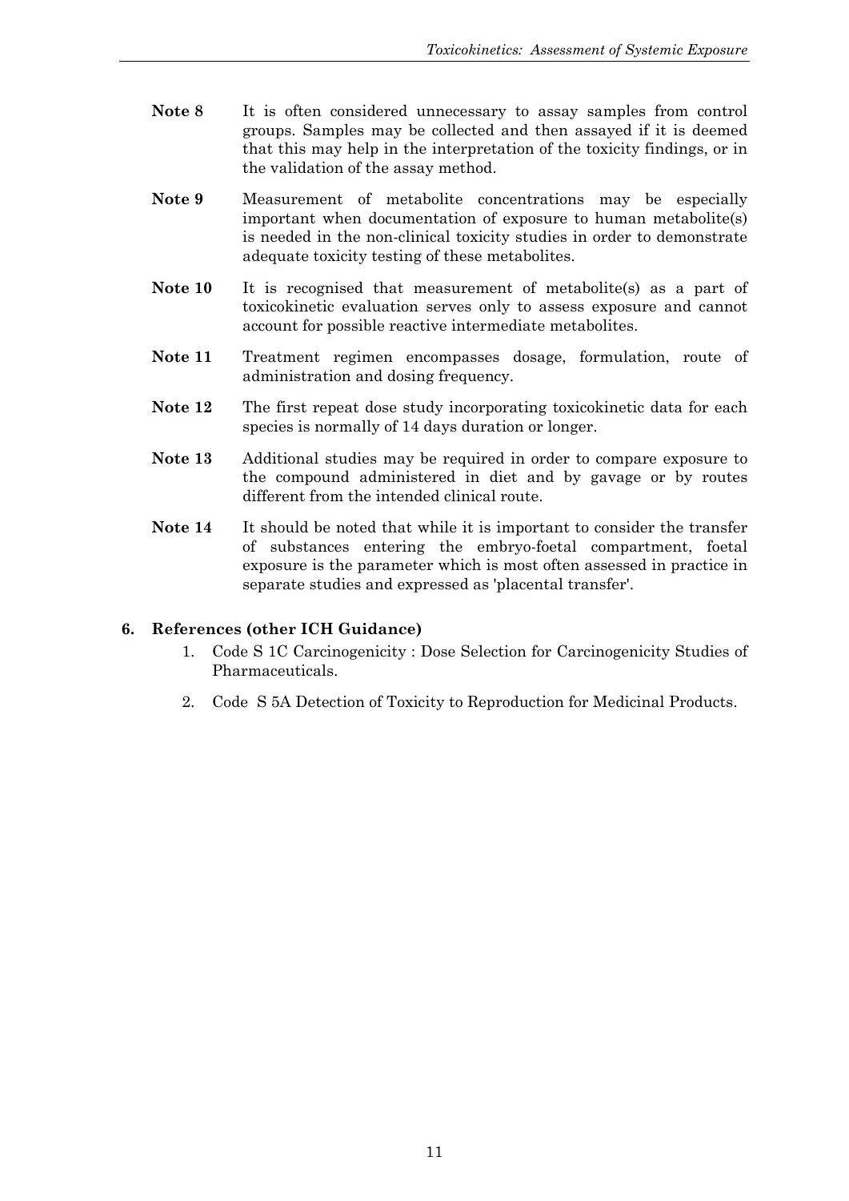**Note 8** It is often considered unnecessary to assay samples from control groups. Samples may be collected and then assayed if it is deemed that this may help in the interpretation of the toxicity findings, or in the validation of the assay method.

**Note 9** Measurement of metabolite concentrations may be especially important when documentation of exposure to human metabolite(s) is needed in the non-clinical toxicity studies in order to demonstrate adequate toxicity testing of these metabolites.

**Note 10** It is recognised that measurement of metabolite(s) as a part of toxicokinetic evaluation serves only to assess exposure and cannot account for possible reactive intermediate metabolites.

**Note 11** Treatment regimen encompasses dosage, formulation, route of administration and dosing frequency.

**Note 12** The first repeat dose study incorporating toxicokinetic data for each species is normally of 14 days duration or longer.

**Note 13** Additional studies may be required in order to compare exposure to the compound administered in diet and by gavage or by routes different from the intended clinical route.

**Note 14** It should be noted that while it is important to consider the transfer of substances entering the embryo-foetal compartment, foetal exposure is the parameter which is most often assessed in practice in separate studies and expressed as 'placental transfer'.

## 6. References (other ICH Guidance)

1. Code S 1C Carcinogenicity : Dose Selection for Carcinogenicity Studies of Pharmaceuticals.
2. Code S 5A Detection of Toxicity to Reproduction for Medicinal Products.